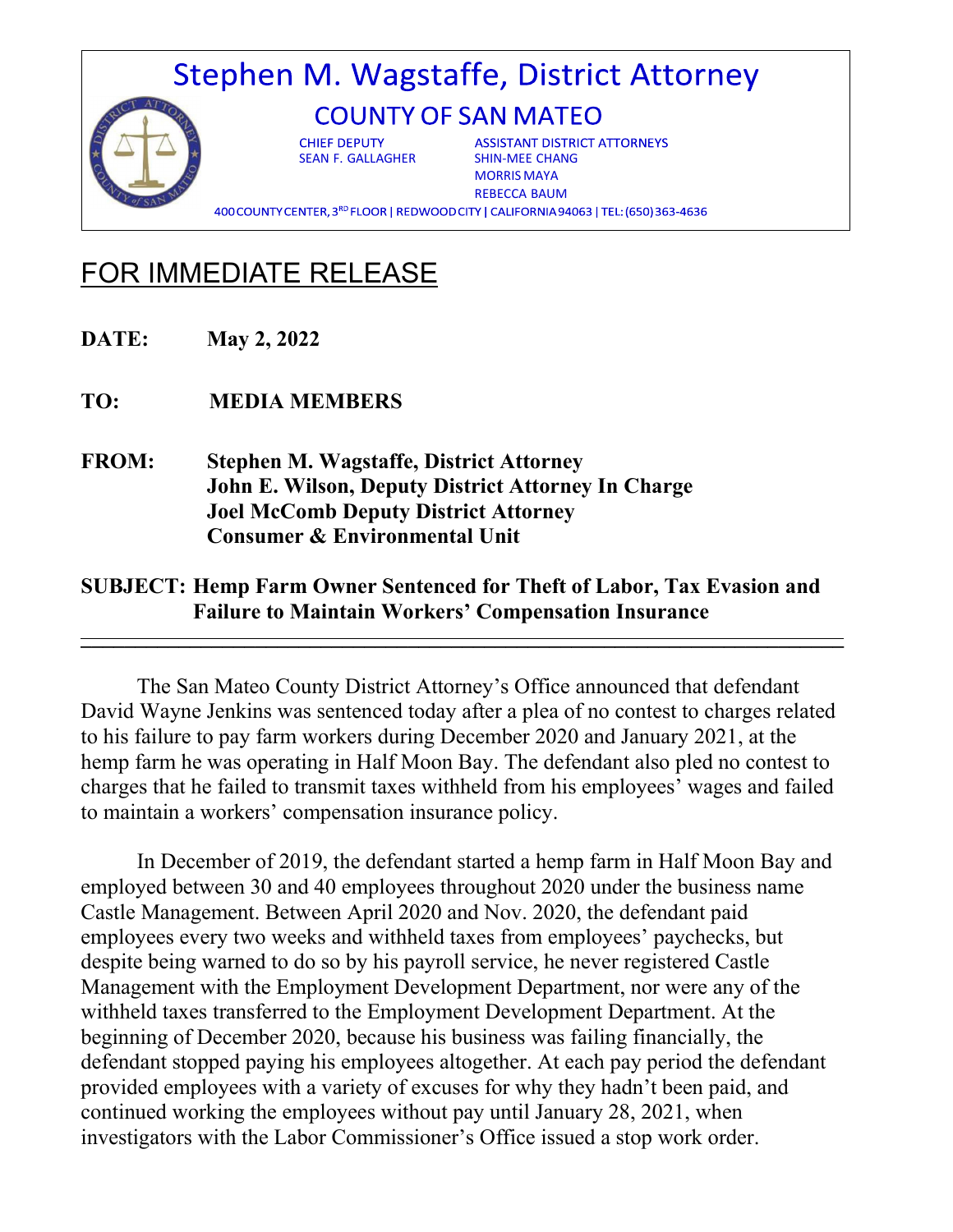# Stephen M. Wagstaffe, District Attorney

## COUNTY OF SAN MATEO

CHIEF DEPUTY
SEAN F. GALLAGHER

ASSISTANT DISTRICT ATTORNEYS
SHIN-MEE CHANG
MORRIS MAYA
REBECCA BAUM

400 COUNTY CENTER, 3RD FLOOR | REDWOOD CITY | CALIFORNIA 94063 | TEL: (650) 363-4636

# FOR IMMEDIATE RELEASE

**DATE:** **May 2, 2022**

**TO:** **MEDIA MEMBERS**

**FROM:** **Stephen M. Wagstaffe, District Attorney**
**John E. Wilson, Deputy District Attorney In Charge**
**Joel McComb Deputy District Attorney**
**Consumer & Environmental Unit**

**SUBJECT: Hemp Farm Owner Sentenced for Theft of Labor, Tax Evasion and Failure to Maintain Workers' Compensation Insurance**

---

The San Mateo County District Attorney's Office announced that defendant David Wayne Jenkins was sentenced today after a plea of no contest to charges related to his failure to pay farm workers during December 2020 and January 2021, at the hemp farm he was operating in Half Moon Bay. The defendant also pled no contest to charges that he failed to transmit taxes withheld from his employees' wages and failed to maintain a workers' compensation insurance policy.

In December of 2019, the defendant started a hemp farm in Half Moon Bay and employed between 30 and 40 employees throughout 2020 under the business name Castle Management. Between April 2020 and Nov. 2020, the defendant paid employees every two weeks and withheld taxes from employees' paychecks, but despite being warned to do so by his payroll service, he never registered Castle Management with the Employment Development Department, nor were any of the withheld taxes transferred to the Employment Development Department. At the beginning of December 2020, because his business was failing financially, the defendant stopped paying his employees altogether. At each pay period the defendant provided employees with a variety of excuses for why they hadn't been paid, and continued working the employees without pay until January 28, 2021, when investigators with the Labor Commissioner's Office issued a stop work order.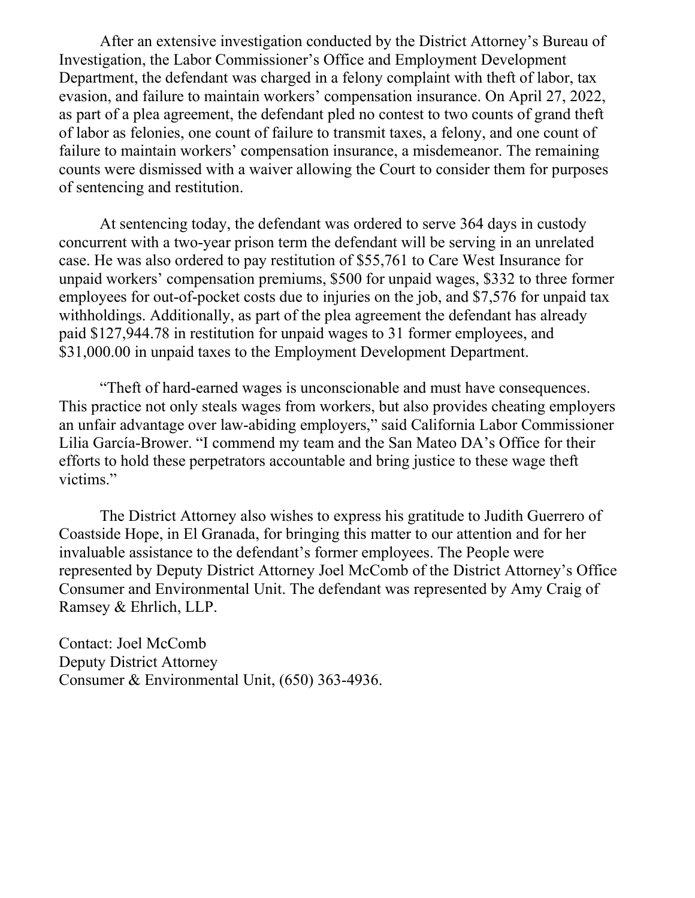After an extensive investigation conducted by the District Attorney's Bureau of Investigation, the Labor Commissioner's Office and Employment Development Department, the defendant was charged in a felony complaint with theft of labor, tax evasion, and failure to maintain workers' compensation insurance. On April 27, 2022, as part of a plea agreement, the defendant pled no contest to two counts of grand theft of labor as felonies, one count of failure to transmit taxes, a felony, and one count of failure to maintain workers' compensation insurance, a misdemeanor. The remaining counts were dismissed with a waiver allowing the Court to consider them for purposes of sentencing and restitution.

At sentencing today, the defendant was ordered to serve 364 days in custody concurrent with a two-year prison term the defendant will be serving in an unrelated case. He was also ordered to pay restitution of $55,761 to Care West Insurance for unpaid workers' compensation premiums, $500 for unpaid wages, $332 to three former employees for out-of-pocket costs due to injuries on the job, and $7,576 for unpaid tax withholdings. Additionally, as part of the plea agreement the defendant has already paid $127,944.78 in restitution for unpaid wages to 31 former employees, and $31,000.00 in unpaid taxes to the Employment Development Department.

"Theft of hard-earned wages is unconscionable and must have consequences. This practice not only steals wages from workers, but also provides cheating employers an unfair advantage over law-abiding employers," said California Labor Commissioner Lilia García-Brower. "I commend my team and the San Mateo DA's Office for their efforts to hold these perpetrators accountable and bring justice to these wage theft victims."

The District Attorney also wishes to express his gratitude to Judith Guerrero of Coastside Hope, in El Granada, for bringing this matter to our attention and for her invaluable assistance to the defendant's former employees. The People were represented by Deputy District Attorney Joel McComb of the District Attorney's Office Consumer and Environmental Unit. The defendant was represented by Amy Craig of Ramsey & Ehrlich, LLP.

Contact: Joel McComb
Deputy District Attorney
Consumer & Environmental Unit, (650) 363-4936.